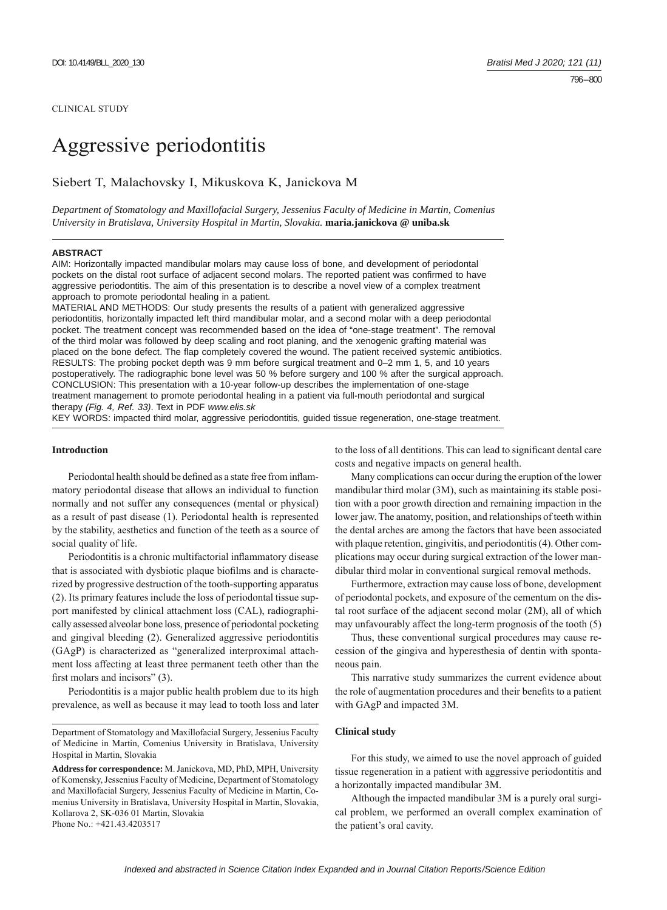CLINICAL STUDY

# Aggressive periodontitis

Siebert T, Malachovsky I, Mikuskova K, Janickova M

*Department of Stomatology and Maxillofacial Surgery, Jessenius Faculty of Medicine in Martin, Comenius University in Bratislava, University Hospital in Martin, Slovakia.* **maria.janickova @ uniba.sk**

**ABSTRACT**

AIM: Horizontally impacted mandibular molars may cause loss of bone, and development of periodontal pockets on the distal root surface of adjacent second molars. The reported patient was confirmed to have aggressive periodontitis. The aim of this presentation is to describe a novel view of a complex treatment approach to promote periodontal healing in a patient.

MATERIAL AND METHODS: Our study presents the results of a patient with generalized aggressive periodontitis, horizontally impacted left third mandibular molar, and a second molar with a deep periodontal pocket. The treatment concept was recommended based on the idea of "one-stage treatment". The removal of the third molar was followed by deep scaling and root planing, and the xenogenic grafting material was placed on the bone defect. The flap completely covered the wound. The patient received systemic antibiotics.

RESULTS: The probing pocket depth was 9 mm before surgical treatment and 0–2 mm 1, 5, and 10 years postoperatively. The radiographic bone level was 50 % before surgery and 100 % after the surgical approach.

CONCLUSION: This presentation with a 10-year follow-up describes the implementation of one-stage treatment management to promote periodontal healing in a patient via full-mouth periodontal and surgical therapy *(Fig. 4, Ref. 33)*. Text in PDF *www.elis.sk*

KEY WORDS: impacted third molar, aggressive periodontitis, guided tissue regeneration, one-stage treatment.

## Introduction

Periodontal health should be defined as a state free from inflammatory periodontal disease that allows an individual to function normally and not suffer any consequences (mental or physical) as a result of past disease (1). Periodontal health is represented by the stability, aesthetics and function of the teeth as a source of social quality of life.

Periodontitis is a chronic multifactorial inflammatory disease that is associated with dysbiotic plaque biofilms and is characterized by progressive destruction of the tooth-supporting apparatus (2). Its primary features include the loss of periodontal tissue support manifested by clinical attachment loss (CAL), radiographically assessed alveolar bone loss, presence of periodontal pocketing and gingival bleeding (2). Generalized aggressive periodontitis (GAgP) is characterized as "generalized interproximal attachment loss affecting at least three permanent teeth other than the first molars and incisors" (3).

Periodontitis is a major public health problem due to its high prevalence, as well as because it may lead to tooth loss and later to the loss of all dentitions. This can lead to significant dental care costs and negative impacts on general health.

Many complications can occur during the eruption of the lower mandibular third molar (3M), such as maintaining its stable position with a poor growth direction and remaining impaction in the lower jaw. The anatomy, position, and relationships of teeth within the dental arches are among the factors that have been associated with plaque retention, gingivitis, and periodontitis (4). Other complications may occur during surgical extraction of the lower mandibular third molar in conventional surgical removal methods.

Furthermore, extraction may cause loss of bone, development of periodontal pockets, and exposure of the cementum on the distal root surface of the adjacent second molar (2M), all of which may unfavourably affect the long-term prognosis of the tooth (5)

Thus, these conventional surgical procedures may cause recession of the gingiva and hyperesthesia of dentin with spontaneous pain.

This narrative study summarizes the current evidence about the role of augmentation procedures and their benefits to a patient with GAgP and impacted 3M.

## Clinical study

For this study, we aimed to use the novel approach of guided tissue regeneration in a patient with aggressive periodontitis and a horizontally impacted mandibular 3M.

Although the impacted mandibular 3M is a purely oral surgical problem, we performed an overall complex examination of the patient's oral cavity.

Department of Stomatology and Maxillofacial Surgery, Jessenius Faculty of Medicine in Martin, Comenius University in Bratislava, University Hospital in Martin, Slovakia

**Address for correspondence:** M. Janickova, MD, PhD, MPH, University of Komensky, Jessenius Faculty of Medicine, Department of Stomatology and Maxillofacial Surgery, Jessenius Faculty of Medicine in Martin, Comenius University in Bratislava, University Hospital in Martin, Slovakia, Kollarova 2, SK-036 01 Martin, Slovakia
Phone No.: +421.43.4203517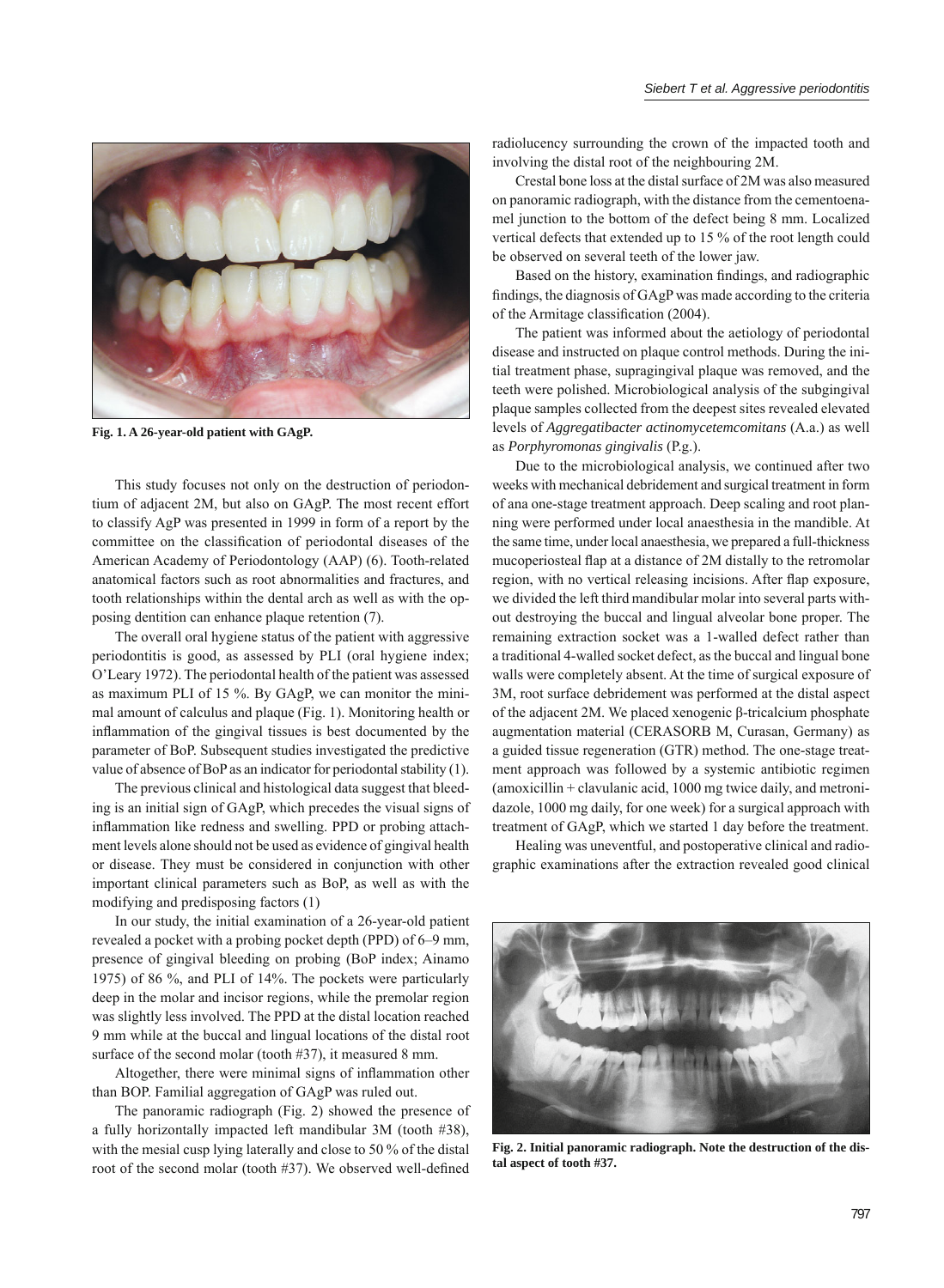Fig. 1. A 26-year-old patient with GAgP.

This study focuses not only on the destruction of periodontium of adjacent 2M, but also on GAgP. The most recent effort to classify AgP was presented in 1999 in form of a report by the committee on the classification of periodontal diseases of the American Academy of Periodontology (AAP) (6). Tooth-related anatomical factors such as root abnormalities and fractures, and tooth relationships within the dental arch as well as with the opposing dentition can enhance plaque retention (7).

The overall oral hygiene status of the patient with aggressive periodontitis is good, as assessed by PLI (oral hygiene index; O'Leary 1972). The periodontal health of the patient was assessed as maximum PLI of 15 %. By GAgP, we can monitor the minimal amount of calculus and plaque (Fig. 1). Monitoring health or inflammation of the gingival tissues is best documented by the parameter of BoP. Subsequent studies investigated the predictive value of absence of BoP as an indicator for periodontal stability (1).

The previous clinical and histological data suggest that bleeding is an initial sign of GAgP, which precedes the visual signs of inflammation like redness and swelling. PPD or probing attachment levels alone should not be used as evidence of gingival health or disease. They must be considered in conjunction with other important clinical parameters such as BoP, as well as with the modifying and predisposing factors (1)

In our study, the initial examination of a 26-year-old patient revealed a pocket with a probing pocket depth (PPD) of 6–9 mm, presence of gingival bleeding on probing (BoP index; Ainamo 1975) of 86 %, and PLI of 14%. The pockets were particularly deep in the molar and incisor regions, while the premolar region was slightly less involved. The PPD at the distal location reached 9 mm while at the buccal and lingual locations of the distal root surface of the second molar (tooth #37), it measured 8 mm.

Altogether, there were minimal signs of inflammation other than BOP. Familial aggregation of GAgP was ruled out.

The panoramic radiograph (Fig. 2) showed the presence of a fully horizontally impacted left mandibular 3M (tooth #38), with the mesial cusp lying laterally and close to 50 % of the distal root of the second molar (tooth #37). We observed well-defined radiolucency surrounding the crown of the impacted tooth and involving the distal root of the neighbouring 2M.

Crestal bone loss at the distal surface of 2M was also measured on panoramic radiograph, with the distance from the cementoenamel junction to the bottom of the defect being 8 mm. Localized vertical defects that extended up to 15 % of the root length could be observed on several teeth of the lower jaw.

Based on the history, examination findings, and radiographic findings, the diagnosis of GAgP was made according to the criteria of the Armitage classification (2004).

The patient was informed about the aetiology of periodontal disease and instructed on plaque control methods. During the initial treatment phase, supragingival plaque was removed, and the teeth were polished. Microbiological analysis of the subgingival plaque samples collected from the deepest sites revealed elevated levels of *Aggregatibacter actinomycetemcomitans* (A.a.) as well as *Porphyromonas gingivalis* (P.g.).

Due to the microbiological analysis, we continued after two weeks with mechanical debridement and surgical treatment in form of ana one-stage treatment approach. Deep scaling and root planning were performed under local anaesthesia in the mandible. At the same time, under local anaesthesia, we prepared a full-thickness mucoperiosteal flap at a distance of 2M distally to the retromolar region, with no vertical releasing incisions. After flap exposure, we divided the left third mandibular molar into several parts without destroying the buccal and lingual alveolar bone proper. The remaining extraction socket was a 1-walled defect rather than a traditional 4-walled socket defect, as the buccal and lingual bone walls were completely absent. At the time of surgical exposure of 3M, root surface debridement was performed at the distal aspect of the adjacent 2M. We placed xenogenic β-tricalcium phosphate augmentation material (CERASORB M, Curasan, Germany) as a guided tissue regeneration (GTR) method. The one-stage treatment approach was followed by a systemic antibiotic regimen (amoxicillin + clavulanic acid, 1000 mg twice daily, and metronidazole, 1000 mg daily, for one week) for a surgical approach with treatment of GAgP, which we started 1 day before the treatment.

Healing was uneventful, and postoperative clinical and radiographic examinations after the extraction revealed good clinical

Fig. 2. Initial panoramic radiograph. Note the destruction of the distal aspect of tooth #37.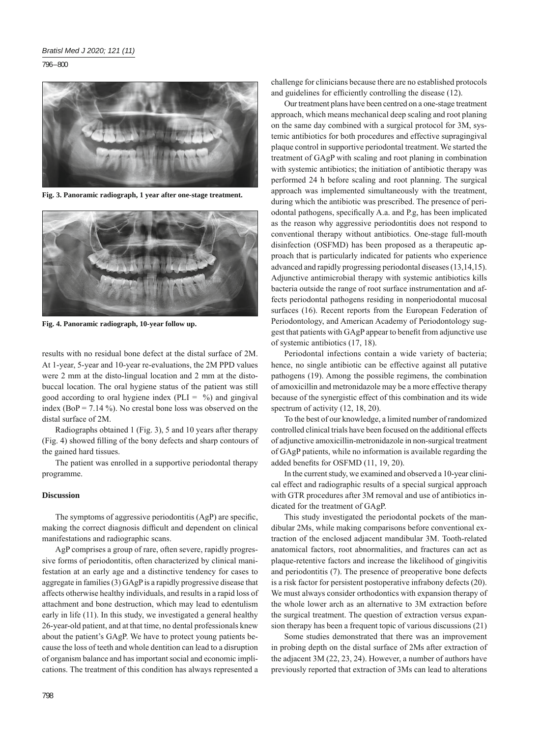Fig. 3. Panoramic radiograph, 1 year after one-stage treatment.

Fig. 4. Panoramic radiograph, 10-year follow up.

results with no residual bone defect at the distal surface of 2M. At 1-year, 5-year and 10-year re-evaluations, the 2M PPD values were 2 mm at the disto-lingual location and 2 mm at the disto-buccal location. The oral hygiene status of the patient was still good according to oral hygiene index (PLI = %) and gingival index (BoP = 7.14 %). No crestal bone loss was observed on the distal surface of 2M.

Radiographs obtained 1 (Fig. 3), 5 and 10 years after therapy (Fig. 4) showed filling of the bony defects and sharp contours of the gained hard tissues.

The patient was enrolled in a supportive periodontal therapy programme.

## Discussion

The symptoms of aggressive periodontitis (AgP) are specific, making the correct diagnosis difficult and dependent on clinical manifestations and radiographic scans.

AgP comprises a group of rare, often severe, rapidly progressive forms of periodontitis, often characterized by clinical manifestation at an early age and a distinctive tendency for cases to aggregate in families (3) GAgP is a rapidly progressive disease that affects otherwise healthy individuals, and results in a rapid loss of attachment and bone destruction, which may lead to edentulism early in life (11). In this study, we investigated a general healthy 26-year-old patient, and at that time, no dental professionals knew about the patient's GAgP. We have to protect young patients because the loss of teeth and whole dentition can lead to a disruption of organism balance and has important social and economic implications. The treatment of this condition has always represented a challenge for clinicians because there are no established protocols and guidelines for efficiently controlling the disease (12).

Our treatment plans have been centred on a one-stage treatment approach, which means mechanical deep scaling and root planing on the same day combined with a surgical protocol for 3M, systemic antibiotics for both procedures and effective supragingival plaque control in supportive periodontal treatment. We started the treatment of GAgP with scaling and root planing in combination with systemic antibiotics; the initiation of antibiotic therapy was performed 24 h before scaling and root planning. The surgical approach was implemented simultaneously with the treatment, during which the antibiotic was prescribed. The presence of periodontal pathogens, specifically A.a. and P.g, has been implicated as the reason why aggressive periodontitis does not respond to conventional therapy without antibiotics. One-stage full-mouth disinfection (OSFMD) has been proposed as a therapeutic approach that is particularly indicated for patients who experience advanced and rapidly progressing periodontal diseases (13,14,15). Adjunctive antimicrobial therapy with systemic antibiotics kills bacteria outside the range of root surface instrumentation and affects periodontal pathogens residing in nonperiodontal mucosal surfaces (16). Recent reports from the European Federation of Periodontology, and American Academy of Periodontology suggest that patients with GAgP appear to benefit from adjunctive use of systemic antibiotics (17, 18).

Periodontal infections contain a wide variety of bacteria; hence, no single antibiotic can be effective against all putative pathogens (19). Among the possible regimens, the combination of amoxicillin and metronidazole may be a more effective therapy because of the synergistic effect of this combination and its wide spectrum of activity (12, 18, 20).

To the best of our knowledge, a limited number of randomized controlled clinical trials have been focused on the additional effects of adjunctive amoxicillin-metronidazole in non-surgical treatment of GAgP patients, while no information is available regarding the added benefits for OSFMD (11, 19, 20).

In the current study, we examined and observed a 10-year clinical effect and radiographic results of a special surgical approach with GTR procedures after 3M removal and use of antibiotics indicated for the treatment of GAgP.

This study investigated the periodontal pockets of the mandibular 2Ms, while making comparisons before conventional extraction of the enclosed adjacent mandibular 3M. Tooth-related anatomical factors, root abnormalities, and fractures can act as plaque-retentive factors and increase the likelihood of gingivitis and periodontitis (7). The presence of preoperative bone defects is a risk factor for persistent postoperative infrabony defects (20). We must always consider orthodontics with expansion therapy of the whole lower arch as an alternative to 3M extraction before the surgical treatment. The question of extraction versus expansion therapy has been a frequent topic of various discussions (21)

Some studies demonstrated that there was an improvement in probing depth on the distal surface of 2Ms after extraction of the adjacent 3M (22, 23, 24). However, a number of authors have previously reported that extraction of 3Ms can lead to alterations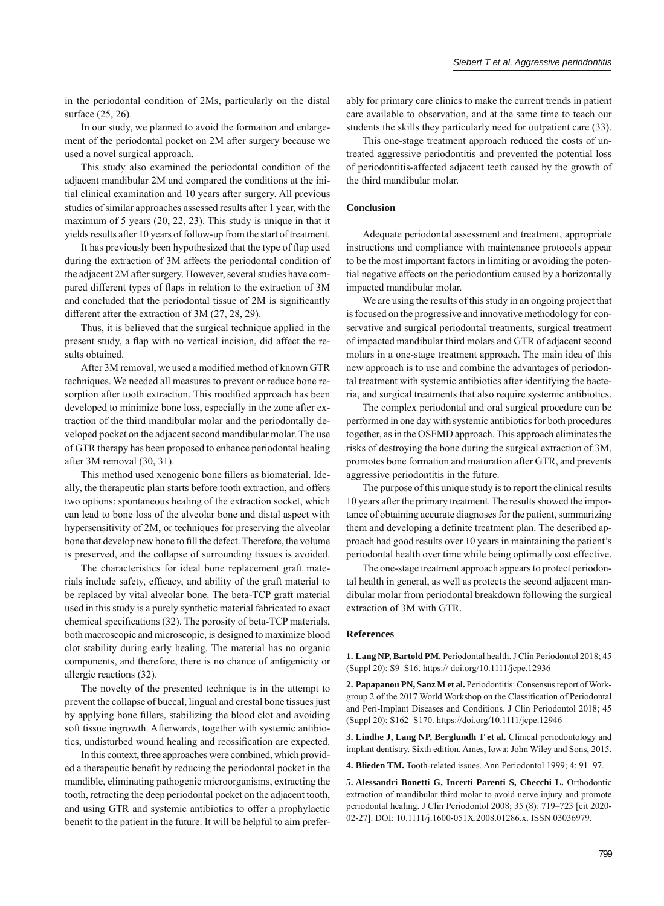in the periodontal condition of 2Ms, particularly on the distal surface (25, 26).

In our study, we planned to avoid the formation and enlargement of the periodontal pocket on 2M after surgery because we used a novel surgical approach.

This study also examined the periodontal condition of the adjacent mandibular 2M and compared the conditions at the initial clinical examination and 10 years after surgery. All previous studies of similar approaches assessed results after 1 year, with the maximum of 5 years (20, 22, 23). This study is unique in that it yields results after 10 years of follow-up from the start of treatment.

It has previously been hypothesized that the type of flap used during the extraction of 3M affects the periodontal condition of the adjacent 2M after surgery. However, several studies have compared different types of flaps in relation to the extraction of 3M and concluded that the periodontal tissue of 2M is significantly different after the extraction of 3M (27, 28, 29).

Thus, it is believed that the surgical technique applied in the present study, a flap with no vertical incision, did affect the results obtained.

After 3M removal, we used a modified method of known GTR techniques. We needed all measures to prevent or reduce bone resorption after tooth extraction. This modified approach has been developed to minimize bone loss, especially in the zone after extraction of the third mandibular molar and the periodontally developed pocket on the adjacent second mandibular molar. The use of GTR therapy has been proposed to enhance periodontal healing after 3M removal (30, 31).

This method used xenogenic bone fillers as biomaterial. Ideally, the therapeutic plan starts before tooth extraction, and offers two options: spontaneous healing of the extraction socket, which can lead to bone loss of the alveolar bone and distal aspect with hypersensitivity of 2M, or techniques for preserving the alveolar bone that develop new bone to fill the defect. Therefore, the volume is preserved, and the collapse of surrounding tissues is avoided.

The characteristics for ideal bone replacement graft materials include safety, efficacy, and ability of the graft material to be replaced by vital alveolar bone. The beta-TCP graft material used in this study is a purely synthetic material fabricated to exact chemical specifications (32). The porosity of beta-TCP materials, both macroscopic and microscopic, is designed to maximize blood clot stability during early healing. The material has no organic components, and therefore, there is no chance of antigenicity or allergic reactions (32).

The novelty of the presented technique is in the attempt to prevent the collapse of buccal, lingual and crestal bone tissues just by applying bone fillers, stabilizing the blood clot and avoiding soft tissue ingrowth. Afterwards, together with systemic antibiotics, undisturbed wound healing and reossification are expected.

In this context, three approaches were combined, which provided a therapeutic benefit by reducing the periodontal pocket in the mandible, eliminating pathogenic microorganisms, extracting the tooth, retracting the deep periodontal pocket on the adjacent tooth, and using GTR and systemic antibiotics to offer a prophylactic benefit to the patient in the future. It will be helpful to aim preferably for primary care clinics to make the current trends in patient care available to observation, and at the same time to teach our students the skills they particularly need for outpatient care (33).

This one-stage treatment approach reduced the costs of untreated aggressive periodontitis and prevented the potential loss of periodontitis-affected adjacent teeth caused by the growth of the third mandibular molar.

## Conclusion

Adequate periodontal assessment and treatment, appropriate instructions and compliance with maintenance protocols appear to be the most important factors in limiting or avoiding the potential negative effects on the periodontium caused by a horizontally impacted mandibular molar.

We are using the results of this study in an ongoing project that is focused on the progressive and innovative methodology for conservative and surgical periodontal treatments, surgical treatment of impacted mandibular third molars and GTR of adjacent second molars in a one-stage treatment approach. The main idea of this new approach is to use and combine the advantages of periodontal treatment with systemic antibiotics after identifying the bacteria, and surgical treatments that also require systemic antibiotics.

The complex periodontal and oral surgical procedure can be performed in one day with systemic antibiotics for both procedures together, as in the OSFMD approach. This approach eliminates the risks of destroying the bone during the surgical extraction of 3M, promotes bone formation and maturation after GTR, and prevents aggressive periodontitis in the future.

The purpose of this unique study is to report the clinical results 10 years after the primary treatment. The results showed the importance of obtaining accurate diagnoses for the patient, summarizing them and developing a definite treatment plan. The described approach had good results over 10 years in maintaining the patient's periodontal health over time while being optimally cost effective.

The one-stage treatment approach appears to protect periodontal health in general, as well as protects the second adjacent mandibular molar from periodontal breakdown following the surgical extraction of 3M with GTR.

## References

**1. Lang NP, Bartold PM.** Periodontal health. J Clin Periodontol 2018; 45 (Suppl 20): S9–S16. https:// doi.org/10.1111/jcpe.12936

**2. Papapanou PN, Sanz M et al.** Periodontitis: Consensus report of Workgroup 2 of the 2017 World Workshop on the Classification of Periodontal and Peri-Implant Diseases and Conditions. J Clin Periodontol 2018; 45 (Suppl 20): S162–S170. https://doi.org/10.1111/jcpe.12946

**3. Lindhe J, Lang NP, Berglundh T et al.** Clinical periodontology and implant dentistry. Sixth edition. Ames, Iowa: John Wiley and Sons, 2015.

**4. Blieden TM.** Tooth-related issues. Ann Periodontol 1999; 4: 91–97.

**5. Alessandri Bonetti G, Incerti Parenti S, Checchi L.** Orthodontic extraction of mandibular third molar to avoid nerve injury and promote periodontal healing. J Clin Periodontol 2008; 35 (8): 719–723 [cit 2020-02-27]. DOI: 10.1111/j.1600-051X.2008.01286.x. ISSN 03036979.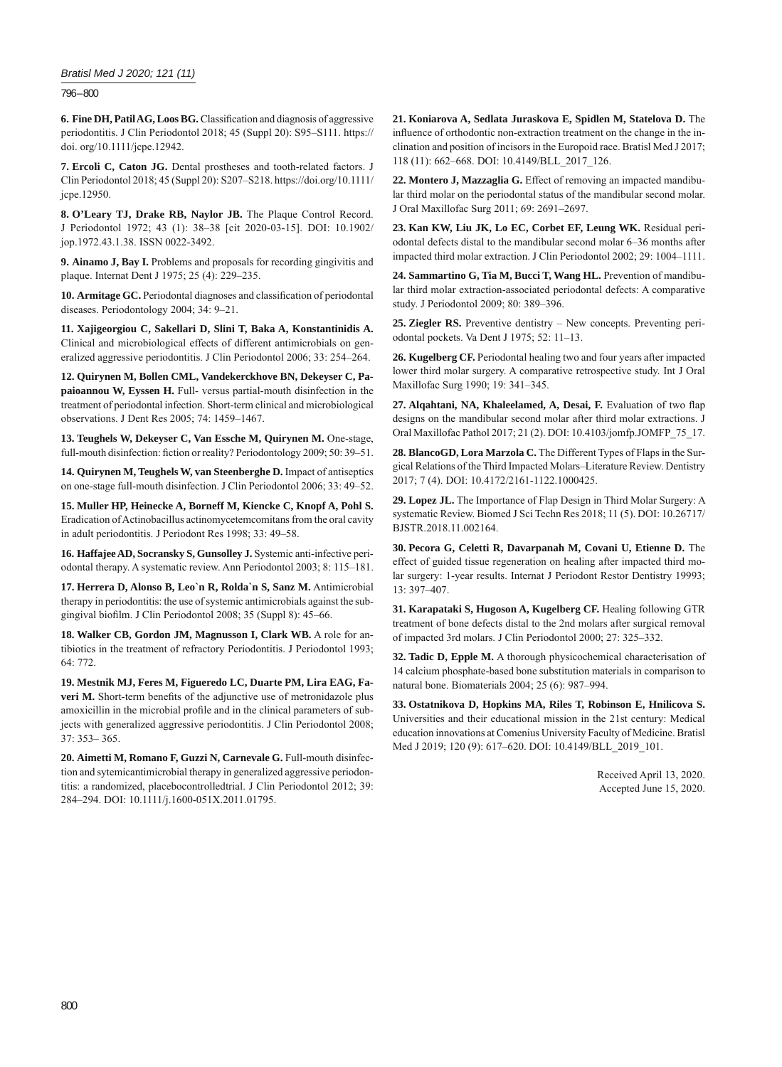**6. Fine DH, Patil AG, Loos BG.** Classification and diagnosis of aggressive periodontitis. J Clin Periodontol 2018; 45 (Suppl 20): S95–S111. https:// doi. org/10.1111/jcpe.12942.

**7. Ercoli C, Caton JG.** Dental prostheses and tooth-related factors. J Clin Periodontol 2018; 45 (Suppl 20): S207–S218. https://doi.org/10.1111/ jcpe.12950.

**8. O'Leary TJ, Drake RB, Naylor JB.** The Plaque Control Record. J Periodontol 1972; 43 (1): 38–38 [cit 2020-03-15]. DOI: 10.1902/ jop.1972.43.1.38. ISSN 0022-3492.

**9. Ainamo J, Bay I.** Problems and proposals for recording gingivitis and plaque. Internat Dent J 1975; 25 (4): 229–235.

**10. Armitage GC.** Periodontal diagnoses and classification of periodontal diseases. Periodontology 2004; 34: 9–21.

**11. Xajigeorgiou C, Sakellari D, Slini T, Baka A, Konstantinidis A.** Clinical and microbiological effects of different antimicrobials on generalized aggressive periodontitis. J Clin Periodontol 2006; 33: 254–264.

**12. Quirynen M, Bollen CML, Vandekerckhove BN, Dekeyser C, Papaioannou W, Eyssen H.** Full- versus partial-mouth disinfection in the treatment of periodontal infection. Short-term clinical and microbiological observations. J Dent Res 2005; 74: 1459–1467.

**13. Teughels W, Dekeyser C, Van Essche M, Quirynen M.** One-stage, full-mouth disinfection: fiction or reality? Periodontology 2009; 50: 39–51.

**14. Quirynen M, Teughels W, van Steenberghe D.** Impact of antiseptics on one-stage full-mouth disinfection. J Clin Periodontol 2006; 33: 49–52.

**15. Muller HP, Heinecke A, Borneff M, Kiencke C, Knopf A, Pohl S.** Eradication of Actinobacillus actinomycetemcomitans from the oral cavity in adult periodontitis. J Periodont Res 1998; 33: 49–58.

**16. Haffajee AD, Socransky S, Gunsolley J.** Systemic anti-infective periodontal therapy. A systematic review. Ann Periodontol 2003; 8: 115–181.

**17. Herrera D, Alonso B, Leo`n R, Rolda`n S, Sanz M.** Antimicrobial therapy in periodontitis: the use of systemic antimicrobials against the subgingival biofilm. J Clin Periodontol 2008; 35 (Suppl 8): 45–66.

**18. Walker CB, Gordon JM, Magnusson I, Clark WB.** A role for antibiotics in the treatment of refractory Periodontitis. J Periodontol 1993; 64: 772.

**19. Mestnik MJ, Feres M, Figueredo LC, Duarte PM, Lira EAG, Faveri M.** Short-term benefits of the adjunctive use of metronidazole plus amoxicillin in the microbial profile and in the clinical parameters of subjects with generalized aggressive periodontitis. J Clin Periodontol 2008; 37: 353– 365.

**20. Aimetti M, Romano F, Guzzi N, Carnevale G.** Full-mouth disinfection and sytemicantimicrobial therapy in generalized aggressive periodontitis: a randomized, placebocontrolledtrial. J Clin Periodontol 2012; 39: 284–294. DOI: 10.1111/j.1600-051X.2011.01795.

**21. Koniarova A, Sedlata Juraskova E, Spidlen M, Statelova D.** The influence of orthodontic non-extraction treatment on the change in the inclination and position of incisors in the Europoid race. Bratisl Med J 2017; 118 (11): 662–668. DOI: 10.4149/BLL_2017_126.

**22. Montero J, Mazzaglia G.** Effect of removing an impacted mandibular third molar on the periodontal status of the mandibular second molar. J Oral Maxillofac Surg 2011; 69: 2691–2697.

**23. Kan KW, Liu JK, Lo EC, Corbet EF, Leung WK.** Residual periodontal defects distal to the mandibular second molar 6–36 months after impacted third molar extraction. J Clin Periodontol 2002; 29: 1004–1111.

**24. Sammartino G, Tia M, Bucci T, Wang HL.** Prevention of mandibular third molar extraction-associated periodontal defects: A comparative study. J Periodontol 2009; 80: 389–396.

**25. Ziegler RS.** Preventive dentistry – New concepts. Preventing periodontal pockets. Va Dent J 1975; 52: 11–13.

**26. Kugelberg CF.** Periodontal healing two and four years after impacted lower third molar surgery. A comparative retrospective study. Int J Oral Maxillofac Surg 1990; 19: 341–345.

**27. Alqahtani, NA, Khaleelamed, A, Desai, F.** Evaluation of two flap designs on the mandibular second molar after third molar extractions. J Oral Maxillofac Pathol 2017; 21 (2). DOI: 10.4103/jomfp.JOMFP_75_17.

**28. BlancoGD, Lora Marzola C.** The Different Types of Flaps in the Surgical Relations of the Third Impacted Molars–Literature Review. Dentistry 2017; 7 (4). DOI: 10.4172/2161-1122.1000425.

**29. Lopez JL.** The Importance of Flap Design in Third Molar Surgery: A systematic Review. Biomed J Sci Techn Res 2018; 11 (5). DOI: 10.26717/ BJSTR.2018.11.002164.

**30. Pecora G, Celetti R, Davarpanah M, Covani U, Etienne D.** The effect of guided tissue regeneration on healing after impacted third molar surgery: 1-year results. Internat J Periodont Restor Dentistry 19993; 13: 397–407.

**31. Karapataki S, Hugoson A, Kugelberg CF.** Healing following GTR treatment of bone defects distal to the 2nd molars after surgical removal of impacted 3rd molars. J Clin Periodontol 2000; 27: 325–332.

**32. Tadic D, Epple M.** A thorough physicochemical characterisation of 14 calcium phosphate-based bone substitution materials in comparison to natural bone. Biomaterials 2004; 25 (6): 987–994.

**33. Ostatnikova D, Hopkins MA, Riles T, Robinson E, Hnilicova S.** Universities and their educational mission in the 21st century: Medical education innovations at Comenius University Faculty of Medicine. Bratisl Med J 2019; 120 (9): 617–620. DOI: 10.4149/BLL_2019_101.

Received April 13, 2020.
Accepted June 15, 2020.